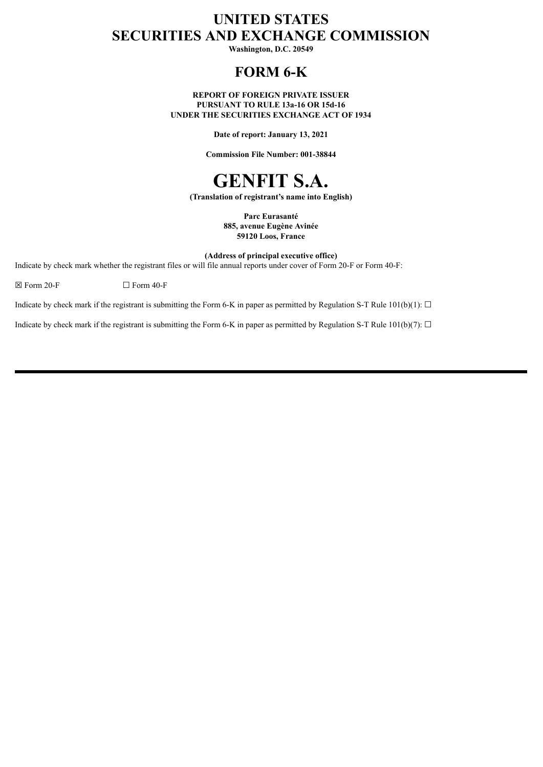# UNITED STATES
# SECURITIES AND EXCHANGE COMMISSION

**Washington, D.C. 20549**

## FORM 6-K

**REPORT OF FOREIGN PRIVATE ISSUER**
**PURSUANT TO RULE 13a-16 OR 15d-16**
**UNDER THE SECURITIES EXCHANGE ACT OF 1934**

**Date of report: January 13, 2021**

**Commission File Number: 001-38844**

# GENFIT S.A.

**(Translation of registrant's name into English)**

**Parc Eurasanté**
**885, avenue Eugène Avinée**
**59120 Loos, France**

**(Address of principal executive office)**

Indicate by check mark whether the registrant files or will file annual reports under cover of Form 20-F or Form 40-F:

☒ Form 20-F ☐ Form 40-F

Indicate by check mark if the registrant is submitting the Form 6-K in paper as permitted by Regulation S-T Rule 101(b)(1): ☐

Indicate by check mark if the registrant is submitting the Form 6-K in paper as permitted by Regulation S-T Rule 101(b)(7): ☐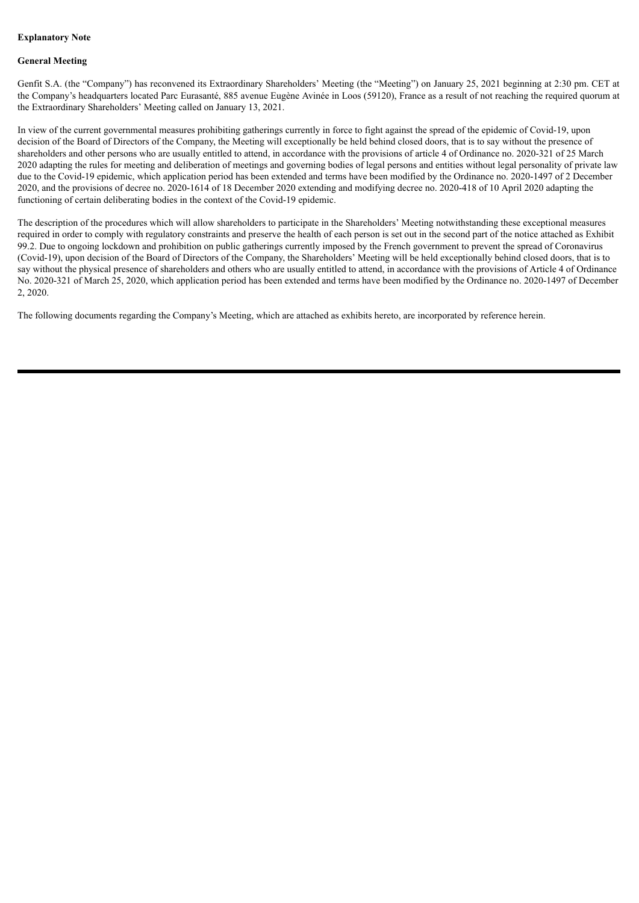**Explanatory Note**

**General Meeting**

Genfit S.A. (the "Company") has reconvened its Extraordinary Shareholders' Meeting (the "Meeting") on January 25, 2021 beginning at 2:30 pm. CET at the Company's headquarters located Parc Eurasanté, 885 avenue Eugène Avinée in Loos (59120), France as a result of not reaching the required quorum at the Extraordinary Shareholders' Meeting called on January 13, 2021.

In view of the current governmental measures prohibiting gatherings currently in force to fight against the spread of the epidemic of Covid-19, upon decision of the Board of Directors of the Company, the Meeting will exceptionally be held behind closed doors, that is to say without the presence of shareholders and other persons who are usually entitled to attend, in accordance with the provisions of article 4 of Ordinance no. 2020-321 of 25 March 2020 adapting the rules for meeting and deliberation of meetings and governing bodies of legal persons and entities without legal personality of private law due to the Covid-19 epidemic, which application period has been extended and terms have been modified by the Ordinance no. 2020-1497 of 2 December 2020, and the provisions of decree no. 2020-1614 of 18 December 2020 extending and modifying decree no. 2020-418 of 10 April 2020 adapting the functioning of certain deliberating bodies in the context of the Covid-19 epidemic.

The description of the procedures which will allow shareholders to participate in the Shareholders' Meeting notwithstanding these exceptional measures required in order to comply with regulatory constraints and preserve the health of each person is set out in the second part of the notice attached as Exhibit 99.2. Due to ongoing lockdown and prohibition on public gatherings currently imposed by the French government to prevent the spread of Coronavirus (Covid-19), upon decision of the Board of Directors of the Company, the Shareholders' Meeting will be held exceptionally behind closed doors, that is to say without the physical presence of shareholders and others who are usually entitled to attend, in accordance with the provisions of Article 4 of Ordinance No. 2020-321 of March 25, 2020, which application period has been extended and terms have been modified by the Ordinance no. 2020-1497 of December 2, 2020.

The following documents regarding the Company's Meeting, which are attached as exhibits hereto, are incorporated by reference herein.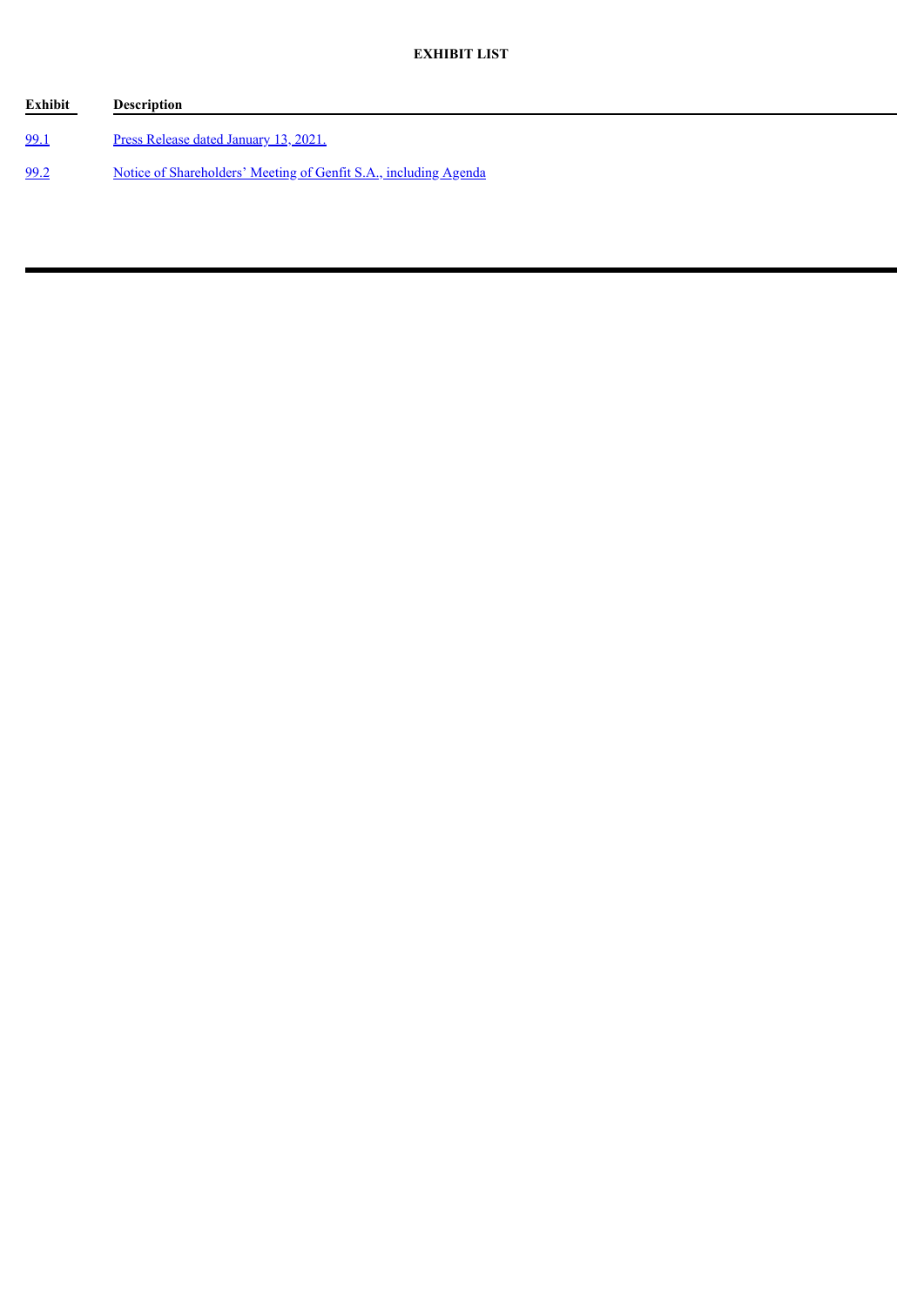**EXHIBIT LIST**

| Exhibit | Description |
| --- | --- |
| 99.1 | Press Release dated January 13, 2021. |
| 99.2 | Notice of Shareholders' Meeting of Genfit S.A., including Agenda |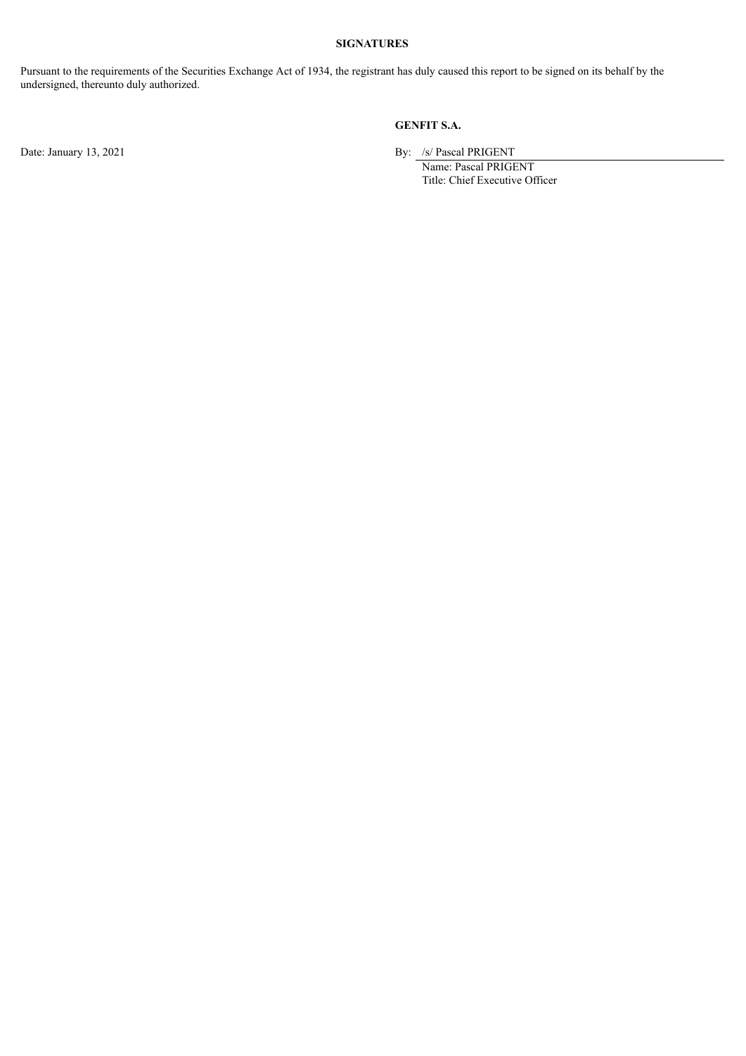**SIGNATURES**

Pursuant to the requirements of the Securities Exchange Act of 1934, the registrant has duly caused this report to be signed on its behalf by the undersigned, thereunto duly authorized.

**GENFIT S.A.**

Date: January 13, 2021

By: /s/ Pascal PRIGENT
Name: Pascal PRIGENT
Title: Chief Executive Officer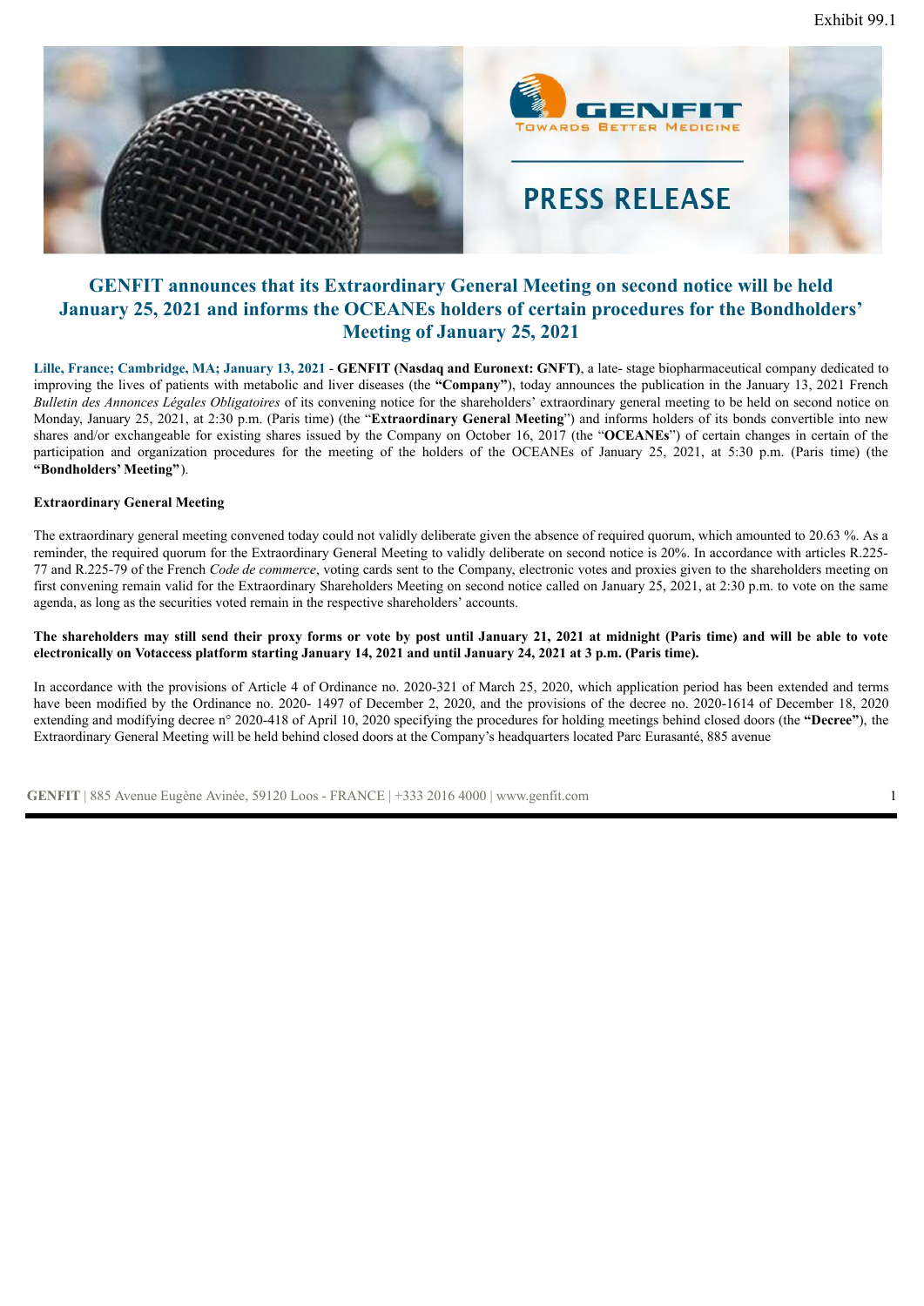Exhibit 99.1

PRESS RELEASE

# GENFIT announces that its Extraordinary General Meeting on second notice will be held January 25, 2021 and informs the OCEANEs holders of certain procedures for the Bondholders' Meeting of January 25, 2021

**Lille, France; Cambridge, MA; January 13, 2021** - **GENFIT (Nasdaq and Euronext: GNFT)**, a late- stage biopharmaceutical company dedicated to improving the lives of patients with metabolic and liver diseases (the **"Company"**), today announces the publication in the January 13, 2021 French *Bulletin des Annonces Légales Obligatoires* of its convening notice for the shareholders' extraordinary general meeting to be held on second notice on Monday, January 25, 2021, at 2:30 p.m. (Paris time) (the "**Extraordinary General Meeting**") and informs holders of its bonds convertible into new shares and/or exchangeable for existing shares issued by the Company on October 16, 2017 (the "**OCEANEs**") of certain changes in certain of the participation and organization procedures for the meeting of the holders of the OCEANEs of January 25, 2021, at 5:30 p.m. (Paris time) (the **"Bondholders' Meeting"**).

**Extraordinary General Meeting**

The extraordinary general meeting convened today could not validly deliberate given the absence of required quorum, which amounted to 20.63 %. As a reminder, the required quorum for the Extraordinary General Meeting to validly deliberate on second notice is 20%. In accordance with articles R.225-77 and R.225-79 of the French *Code de commerce*, voting cards sent to the Company, electronic votes and proxies given to the shareholders meeting on first convening remain valid for the Extraordinary Shareholders Meeting on second notice called on January 25, 2021, at 2:30 p.m. to vote on the same agenda, as long as the securities voted remain in the respective shareholders' accounts.

**The shareholders may still send their proxy forms or vote by post until January 21, 2021 at midnight (Paris time) and will be able to vote electronically on Votaccess platform starting January 14, 2021 and until January 24, 2021 at 3 p.m. (Paris time).**

In accordance with the provisions of Article 4 of Ordinance no. 2020-321 of March 25, 2020, which application period has been extended and terms have been modified by the Ordinance no. 2020- 1497 of December 2, 2020, and the provisions of the decree no. 2020-1614 of December 18, 2020 extending and modifying decree n° 2020-418 of April 10, 2020 specifying the procedures for holding meetings behind closed doors (the **"Decree"**), the Extraordinary General Meeting will be held behind closed doors at the Company's headquarters located Parc Eurasanté, 885 avenue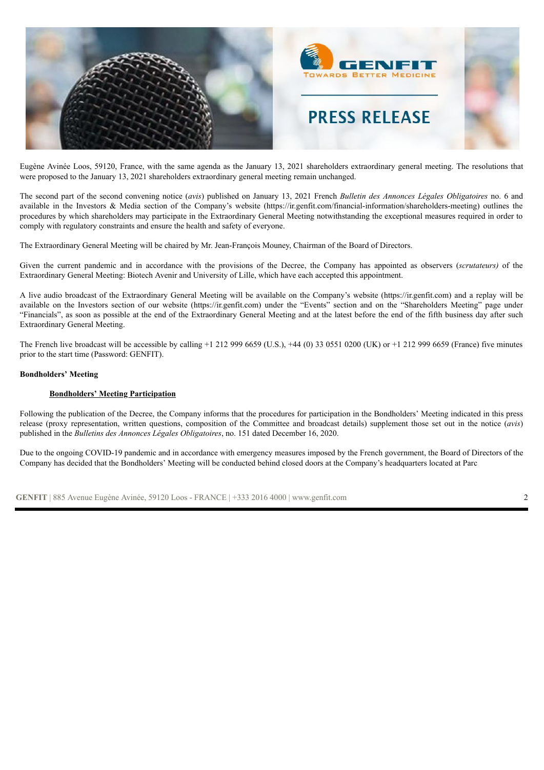Eugène Avinée Loos, 59120, France, with the same agenda as the January 13, 2021 shareholders extraordinary general meeting. The resolutions that were proposed to the January 13, 2021 shareholders extraordinary general meeting remain unchanged.

The second part of the second convening notice (*avis*) published on January 13, 2021 French *Bulletin des Annonces Légales Obligatoires* no. 6 and available in the Investors & Media section of the Company's website (https://ir.genfit.com/financial-information/shareholders-meeting) outlines the procedures by which shareholders may participate in the Extraordinary General Meeting notwithstanding the exceptional measures required in order to comply with regulatory constraints and ensure the health and safety of everyone.

The Extraordinary General Meeting will be chaired by Mr. Jean-François Mouney, Chairman of the Board of Directors.

Given the current pandemic and in accordance with the provisions of the Decree, the Company has appointed as observers (*scrutateurs)* of the Extraordinary General Meeting: Biotech Avenir and University of Lille, which have each accepted this appointment.

A live audio broadcast of the Extraordinary General Meeting will be available on the Company's website (https://ir.genfit.com) and a replay will be available on the Investors section of our website (https://ir.genfit.com) under the "Events" section and on the "Shareholders Meeting" page under "Financials", as soon as possible at the end of the Extraordinary General Meeting and at the latest before the end of the fifth business day after such Extraordinary General Meeting.

The French live broadcast will be accessible by calling +1 212 999 6659 (U.S.), +44 (0) 33 0551 0200 (UK) or +1 212 999 6659 (France) five minutes prior to the start time (Password: GENFIT).

**Bondholders' Meeting**

**Bondholders' Meeting Participation**

Following the publication of the Decree, the Company informs that the procedures for participation in the Bondholders' Meeting indicated in this press release (proxy representation, written questions, composition of the Committee and broadcast details) supplement those set out in the notice (*avis*) published in the *Bulletins des Annonces Légales Obligatoires*, no. 151 dated December 16, 2020.

Due to the ongoing COVID-19 pandemic and in accordance with emergency measures imposed by the French government, the Board of Directors of the Company has decided that the Bondholders' Meeting will be conducted behind closed doors at the Company's headquarters located at Parc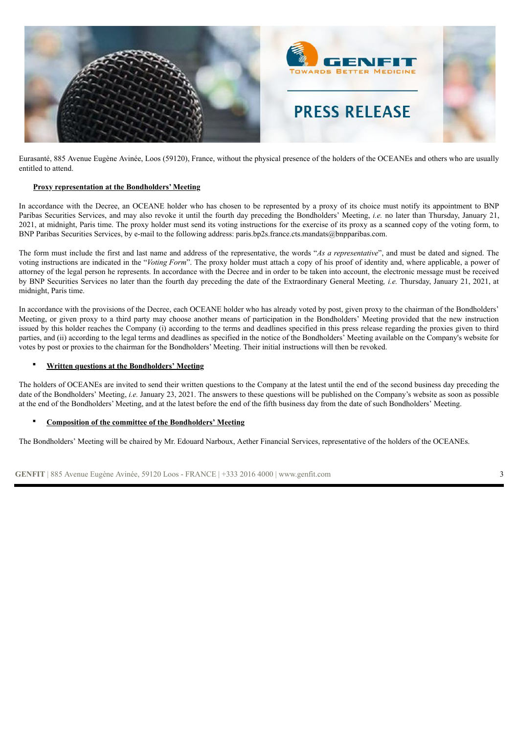Eurasanté, 885 Avenue Eugène Avinée, Loos (59120), France, without the physical presence of the holders of the OCEANEs and others who are usually entitled to attend.

- **Proxy representation at the Bondholders' Meeting**

In accordance with the Decree, an OCEANE holder who has chosen to be represented by a proxy of its choice must notify its appointment to BNP Paribas Securities Services, and may also revoke it until the fourth day preceding the Bondholders' Meeting, *i.e.* no later than Thursday, January 21, 2021, at midnight, Paris time. The proxy holder must send its voting instructions for the exercise of its proxy as a scanned copy of the voting form, to BNP Paribas Securities Services, by e-mail to the following address: paris.bp2s.france.cts.mandats@bnpparibas.com.

The form must include the first and last name and address of the representative, the words "*As a representative*", and must be dated and signed. The voting instructions are indicated in the "*Voting Form*". The proxy holder must attach a copy of his proof of identity and, where applicable, a power of attorney of the legal person he represents. In accordance with the Decree and in order to be taken into account, the electronic message must be received by BNP Securities Services no later than the fourth day preceding the date of the Extraordinary General Meeting*, i.e.* Thursday, January 21, 2021, at midnight, Paris time.

In accordance with the provisions of the Decree, each OCEANE holder who has already voted by post, given proxy to the chairman of the Bondholders' Meeting, or given proxy to a third party may choose another means of participation in the Bondholders' Meeting provided that the new instruction issued by this holder reaches the Company (i) according to the terms and deadlines specified in this press release regarding the proxies given to third parties, and (ii) according to the legal terms and deadlines as specified in the notice of the Bondholders' Meeting available on the Company's website for votes by post or proxies to the chairman for the Bondholders' Meeting. Their initial instructions will then be revoked.

- **Written questions at the Bondholders' Meeting**

The holders of OCEANEs are invited to send their written questions to the Company at the latest until the end of the second business day preceding the date of the Bondholders' Meeting, *i.e.* January 23, 2021. The answers to these questions will be published on the Company's website as soon as possible at the end of the Bondholders' Meeting, and at the latest before the end of the fifth business day from the date of such Bondholders' Meeting.

- **Composition of the committee of the Bondholders' Meeting**

The Bondholders' Meeting will be chaired by Mr. Edouard Narboux, Aether Financial Services, representative of the holders of the OCEANEs.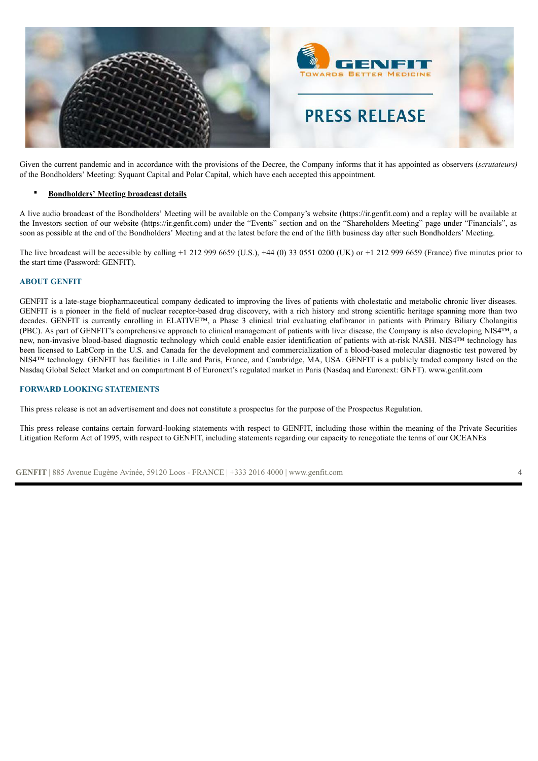Given the current pandemic and in accordance with the provisions of the Decree, the Company informs that it has appointed as observers (*scrutateurs)* of the Bondholders' Meeting: Syquant Capital and Polar Capital, which have each accepted this appointment.

- **Bondholders' Meeting broadcast details**

A live audio broadcast of the Bondholders' Meeting will be available on the Company's website (https://ir.genfit.com) and a replay will be available at the Investors section of our website (https://ir.genfit.com) under the "Events" section and on the "Shareholders Meeting" page under "Financials", as soon as possible at the end of the Bondholders' Meeting and at the latest before the end of the fifth business day after such Bondholders' Meeting.

The live broadcast will be accessible by calling +1 212 999 6659 (U.S.), +44 (0) 33 0551 0200 (UK) or +1 212 999 6659 (France) five minutes prior to the start time (Password: GENFIT).

## ABOUT GENFIT

GENFIT is a late-stage biopharmaceutical company dedicated to improving the lives of patients with cholestatic and metabolic chronic liver diseases. GENFIT is a pioneer in the field of nuclear receptor-based drug discovery, with a rich history and strong scientific heritage spanning more than two decades. GENFIT is currently enrolling in ELATIVE™, a Phase 3 clinical trial evaluating elafibranor in patients with Primary Biliary Cholangitis (PBC). As part of GENFIT's comprehensive approach to clinical management of patients with liver disease, the Company is also developing NIS4™, a new, non-invasive blood-based diagnostic technology which could enable easier identification of patients with at-risk NASH. NIS4™ technology has been licensed to LabCorp in the U.S. and Canada for the development and commercialization of a blood-based molecular diagnostic test powered by NIS4™ technology. GENFIT has facilities in Lille and Paris, France, and Cambridge, MA, USA. GENFIT is a publicly traded company listed on the Nasdaq Global Select Market and on compartment B of Euronext's regulated market in Paris (Nasdaq and Euronext: GNFT). www.genfit.com

## FORWARD LOOKING STATEMENTS

This press release is not an advertisement and does not constitute a prospectus for the purpose of the Prospectus Regulation.

This press release contains certain forward-looking statements with respect to GENFIT, including those within the meaning of the Private Securities Litigation Reform Act of 1995, with respect to GENFIT, including statements regarding our capacity to renegotiate the terms of our OCEANEs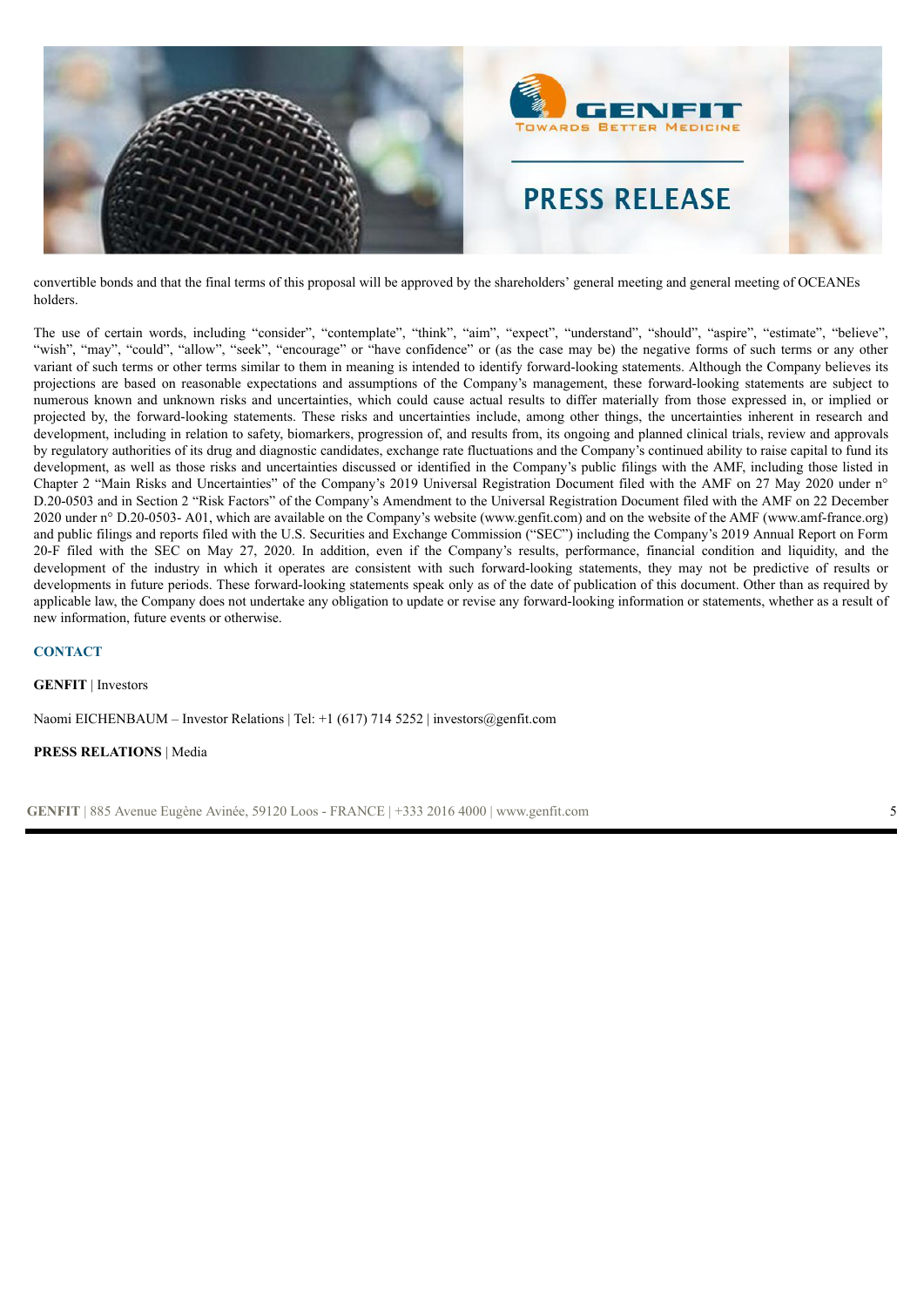convertible bonds and that the final terms of this proposal will be approved by the shareholders' general meeting and general meeting of OCEANEs holders.

The use of certain words, including "consider", "contemplate", "think", "aim", "expect", "understand", "should", "aspire", "estimate", "believe", "wish", "may", "could", "allow", "seek", "encourage" or "have confidence" or (as the case may be) the negative forms of such terms or any other variant of such terms or other terms similar to them in meaning is intended to identify forward-looking statements. Although the Company believes its projections are based on reasonable expectations and assumptions of the Company's management, these forward-looking statements are subject to numerous known and unknown risks and uncertainties, which could cause actual results to differ materially from those expressed in, or implied or projected by, the forward-looking statements. These risks and uncertainties include, among other things, the uncertainties inherent in research and development, including in relation to safety, biomarkers, progression of, and results from, its ongoing and planned clinical trials, review and approvals by regulatory authorities of its drug and diagnostic candidates, exchange rate fluctuations and the Company's continued ability to raise capital to fund its development, as well as those risks and uncertainties discussed or identified in the Company's public filings with the AMF, including those listed in Chapter 2 "Main Risks and Uncertainties" of the Company's 2019 Universal Registration Document filed with the AMF on 27 May 2020 under n° D.20-0503 and in Section 2 "Risk Factors" of the Company's Amendment to the Universal Registration Document filed with the AMF on 22 December 2020 under n° D.20-0503- A01, which are available on the Company's website (www.genfit.com) and on the website of the AMF (www.amf-france.org) and public filings and reports filed with the U.S. Securities and Exchange Commission ("SEC") including the Company's 2019 Annual Report on Form 20-F filed with the SEC on May 27, 2020. In addition, even if the Company's results, performance, financial condition and liquidity, and the development of the industry in which it operates are consistent with such forward-looking statements, they may not be predictive of results or developments in future periods. These forward-looking statements speak only as of the date of publication of this document. Other than as required by applicable law, the Company does not undertake any obligation to update or revise any forward-looking information or statements, whether as a result of new information, future events or otherwise.

## CONTACT

**GENFIT** | Investors

Naomi EICHENBAUM – Investor Relations | Tel: +1 (617) 714 5252 | investors@genfit.com

**PRESS RELATIONS** | Media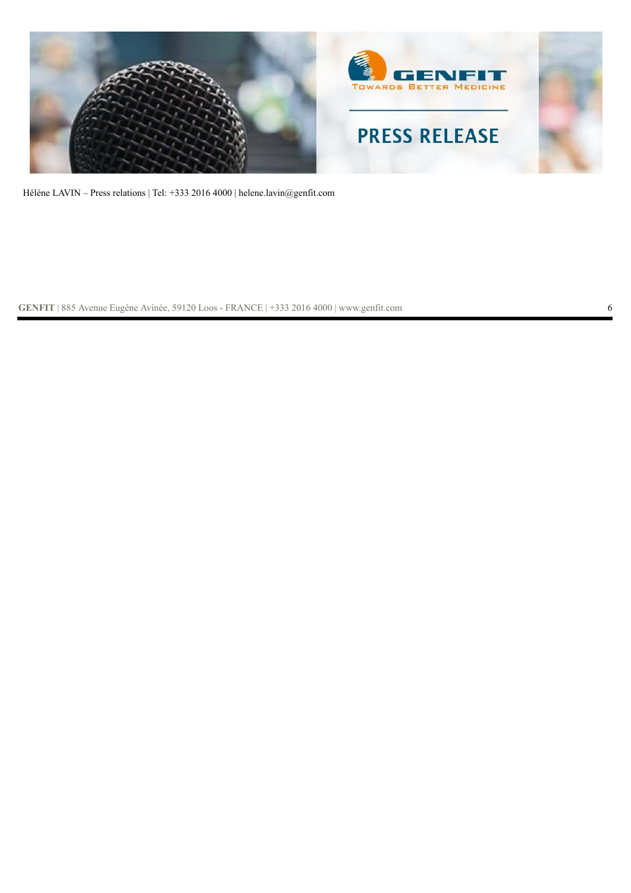Hélène LAVIN – Press relations | Tel: +333 2016 4000 | helene.lavin@genfit.com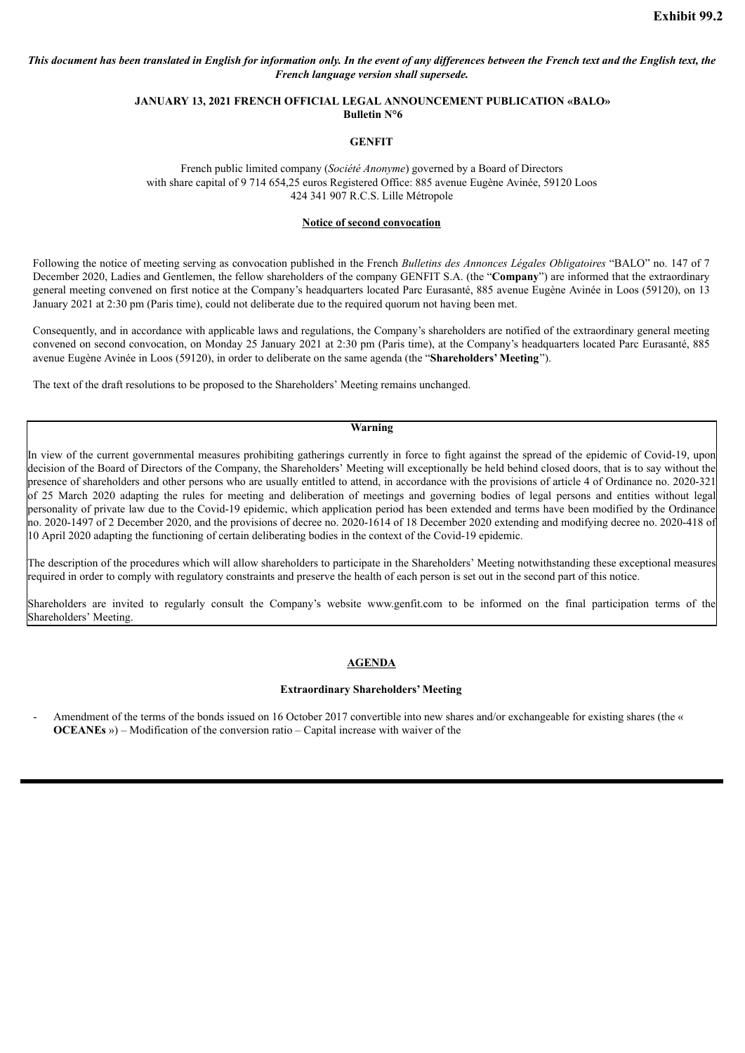**Exhibit 99.2**

***This document has been translated in English for information only. In the event of any differences between the French text and the English text, the French language version shall supersede.***

**JANUARY 13, 2021 FRENCH OFFICIAL LEGAL ANNOUNCEMENT PUBLICATION «BALO»**
**Bulletin N°6**

**GENFIT**

French public limited company (*Société Anonyme*) governed by a Board of Directors
with share capital of 9 714 654,25 euros Registered Office: 885 avenue Eugène Avinée, 59120 Loos
424 341 907 R.C.S. Lille Métropole

**Notice of second convocation**

Following the notice of meeting serving as convocation published in the French *Bulletins des Annonces Légales Obligatoires* "BALO" no. 147 of 7 December 2020, Ladies and Gentlemen, the fellow shareholders of the company GENFIT S.A. (the "**Company**") are informed that the extraordinary general meeting convened on first notice at the Company's headquarters located Parc Eurasanté, 885 avenue Eugène Avinée in Loos (59120), on 13 January 2021 at 2:30 pm (Paris time), could not deliberate due to the required quorum not having been met.

Consequently, and in accordance with applicable laws and regulations, the Company's shareholders are notified of the extraordinary general meeting convened on second convocation, on Monday 25 January 2021 at 2:30 pm (Paris time), at the Company's headquarters located Parc Eurasanté, 885 avenue Eugène Avinée in Loos (59120), in order to deliberate on the same agenda (the "**Shareholders' Meeting**").

The text of the draft resolutions to be proposed to the Shareholders' Meeting remains unchanged.

**Warning**

In view of the current governmental measures prohibiting gatherings currently in force to fight against the spread of the epidemic of Covid-19, upon decision of the Board of Directors of the Company, the Shareholders' Meeting will exceptionally be held behind closed doors, that is to say without the presence of shareholders and other persons who are usually entitled to attend, in accordance with the provisions of article 4 of Ordinance no. 2020-321 of 25 March 2020 adapting the rules for meeting and deliberation of meetings and governing bodies of legal persons and entities without legal personality of private law due to the Covid-19 epidemic, which application period has been extended and terms have been modified by the Ordinance no. 2020-1497 of 2 December 2020, and the provisions of decree no. 2020-1614 of 18 December 2020 extending and modifying decree no. 2020-418 of 10 April 2020 adapting the functioning of certain deliberating bodies in the context of the Covid-19 epidemic.

The description of the procedures which will allow shareholders to participate in the Shareholders' Meeting notwithstanding these exceptional measures required in order to comply with regulatory constraints and preserve the health of each person is set out in the second part of this notice.

Shareholders are invited to regularly consult the Company's website www.genfit.com to be informed on the final participation terms of the Shareholders' Meeting.

**AGENDA**

**Extraordinary Shareholders' Meeting**

- Amendment of the terms of the bonds issued on 16 October 2017 convertible into new shares and/or exchangeable for existing shares (the « **OCEANEs** ») – Modification of the conversion ratio – Capital increase with waiver of the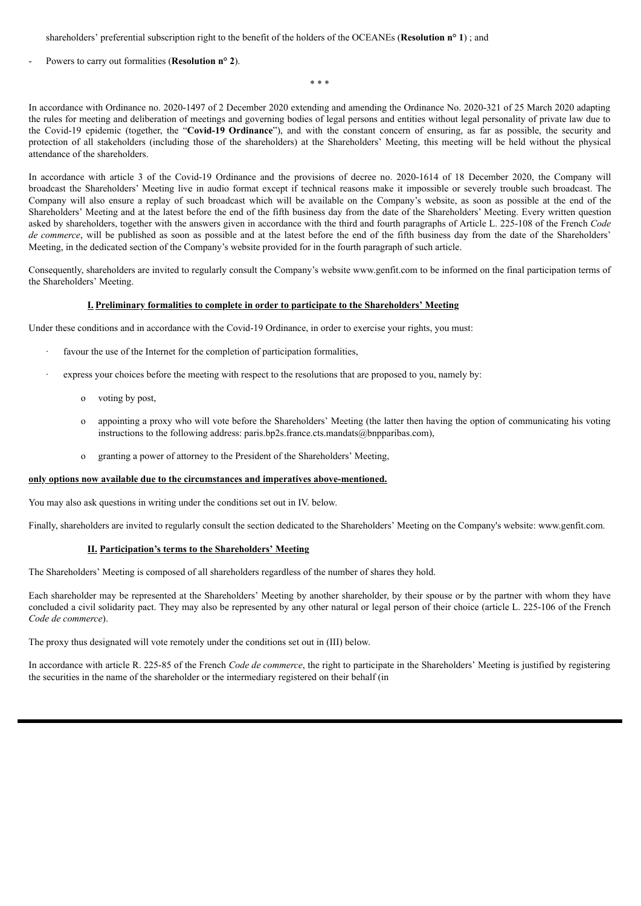shareholders' preferential subscription right to the benefit of the holders of the OCEANEs (**Resolution n° 1**) ; and

- Powers to carry out formalities (**Resolution n° 2**).

\* \* \*

In accordance with Ordinance no. 2020-1497 of 2 December 2020 extending and amending the Ordinance No. 2020-321 of 25 March 2020 adapting the rules for meeting and deliberation of meetings and governing bodies of legal persons and entities without legal personality of private law due to the Covid-19 epidemic (together, the "**Covid-19 Ordinance**"), and with the constant concern of ensuring, as far as possible, the security and protection of all stakeholders (including those of the shareholders) at the Shareholders' Meeting, this meeting will be held without the physical attendance of the shareholders.

In accordance with article 3 of the Covid-19 Ordinance and the provisions of decree no. 2020-1614 of 18 December 2020, the Company will broadcast the Shareholders' Meeting live in audio format except if technical reasons make it impossible or severely trouble such broadcast. The Company will also ensure a replay of such broadcast which will be available on the Company's website, as soon as possible at the end of the Shareholders' Meeting and at the latest before the end of the fifth business day from the date of the Shareholders' Meeting. Every written question asked by shareholders, together with the answers given in accordance with the third and fourth paragraphs of Article L. 225-108 of the French *Code de commerce*, will be published as soon as possible and at the latest before the end of the fifth business day from the date of the Shareholders' Meeting, in the dedicated section of the Company's website provided for in the fourth paragraph of such article.

Consequently, shareholders are invited to regularly consult the Company's website www.genfit.com to be informed on the final participation terms of the Shareholders' Meeting.

## I. Preliminary formalities to complete in order to participate to the Shareholders' Meeting

Under these conditions and in accordance with the Covid-19 Ordinance, in order to exercise your rights, you must:

- favour the use of the Internet for the completion of participation formalities,
- express your choices before the meeting with respect to the resolutions that are proposed to you, namely by:
  - voting by post,
  - appointing a proxy who will vote before the Shareholders' Meeting (the latter then having the option of communicating his voting instructions to the following address: paris.bp2s.france.cts.mandats@bnpparibas.com),
  - granting a power of attorney to the President of the Shareholders' Meeting,

**only options now available due to the circumstances and imperatives above-mentioned.**

You may also ask questions in writing under the conditions set out in IV. below.

Finally, shareholders are invited to regularly consult the section dedicated to the Shareholders' Meeting on the Company's website: www.genfit.com.

## II. Participation's terms to the Shareholders' Meeting

The Shareholders' Meeting is composed of all shareholders regardless of the number of shares they hold.

Each shareholder may be represented at the Shareholders' Meeting by another shareholder, by their spouse or by the partner with whom they have concluded a civil solidarity pact. They may also be represented by any other natural or legal person of their choice (article L. 225-106 of the French *Code de commerce*).

The proxy thus designated will vote remotely under the conditions set out in (III) below.

In accordance with article R. 225-85 of the French *Code de commerce*, the right to participate in the Shareholders' Meeting is justified by registering the securities in the name of the shareholder or the intermediary registered on their behalf (in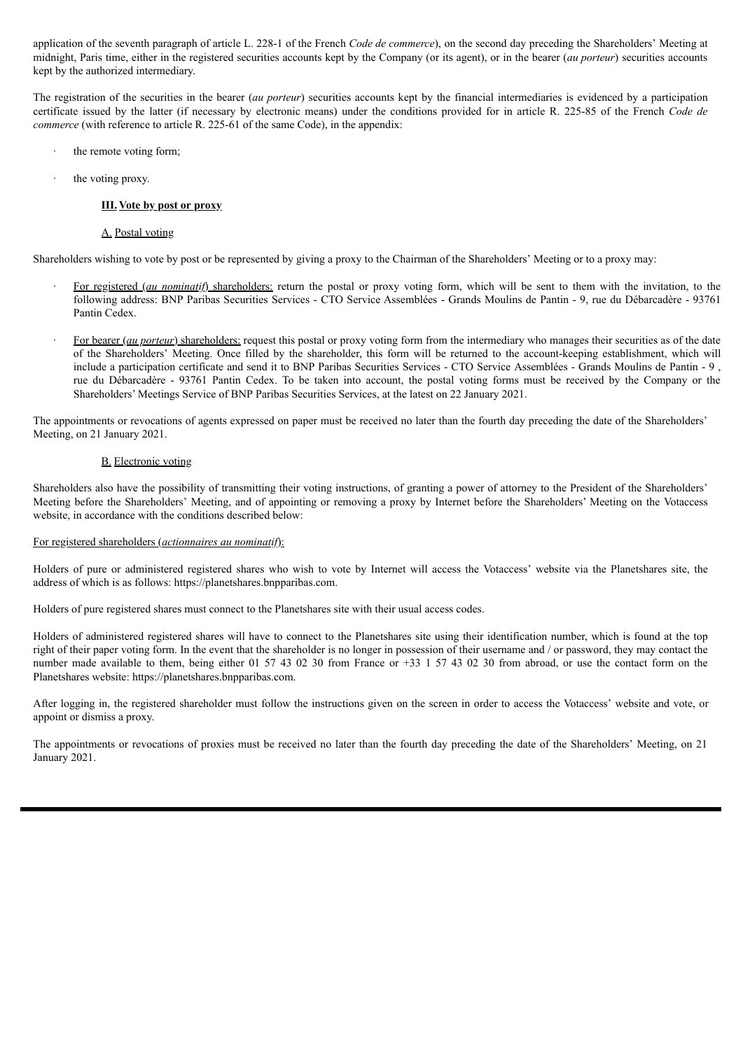application of the seventh paragraph of article L. 228-1 of the French *Code de commerce*), on the second day preceding the Shareholders' Meeting at midnight, Paris time, either in the registered securities accounts kept by the Company (or its agent), or in the bearer (*au porteur*) securities accounts kept by the authorized intermediary.

The registration of the securities in the bearer (*au porteur*) securities accounts kept by the financial intermediaries is evidenced by a participation certificate issued by the latter (if necessary by electronic means) under the conditions provided for in article R. 225-85 of the French *Code de commerce* (with reference to article R. 225-61 of the same Code), in the appendix:

- the remote voting form;
- the voting proxy.

**III. Vote by post or proxy**

A. Postal voting

Shareholders wishing to vote by post or be represented by giving a proxy to the Chairman of the Shareholders' Meeting or to a proxy may:

- For registered (*au nominatif*) shareholders: return the postal or proxy voting form, which will be sent to them with the invitation, to the following address: BNP Paribas Securities Services - CTO Service Assemblées - Grands Moulins de Pantin - 9, rue du Débarcadère - 93761 Pantin Cedex.
- For bearer (*au porteur*) shareholders: request this postal or proxy voting form from the intermediary who manages their securities as of the date of the Shareholders' Meeting. Once filled by the shareholder, this form will be returned to the account-keeping establishment, which will include a participation certificate and send it to BNP Paribas Securities Services - CTO Service Assemblées - Grands Moulins de Pantin - 9 , rue du Débarcadère - 93761 Pantin Cedex. To be taken into account, the postal voting forms must be received by the Company or the Shareholders' Meetings Service of BNP Paribas Securities Services, at the latest on 22 January 2021.

The appointments or revocations of agents expressed on paper must be received no later than the fourth day preceding the date of the Shareholders' Meeting, on 21 January 2021.

B. Electronic voting

Shareholders also have the possibility of transmitting their voting instructions, of granting a power of attorney to the President of the Shareholders' Meeting before the Shareholders' Meeting, and of appointing or removing a proxy by Internet before the Shareholders' Meeting on the Votaccess website, in accordance with the conditions described below:

For registered shareholders (*actionnaires au nominatif*):

Holders of pure or administered registered shares who wish to vote by Internet will access the Votaccess' website via the Planetshares site, the address of which is as follows: https://planetshares.bnpparibas.com.

Holders of pure registered shares must connect to the Planetshares site with their usual access codes.

Holders of administered registered shares will have to connect to the Planetshares site using their identification number, which is found at the top right of their paper voting form. In the event that the shareholder is no longer in possession of their username and / or password, they may contact the number made available to them, being either 01 57 43 02 30 from France or +33 1 57 43 02 30 from abroad, or use the contact form on the Planetshares website: https://planetshares.bnpparibas.com.

After logging in, the registered shareholder must follow the instructions given on the screen in order to access the Votaccess' website and vote, or appoint or dismiss a proxy.

The appointments or revocations of proxies must be received no later than the fourth day preceding the date of the Shareholders' Meeting, on 21 January 2021.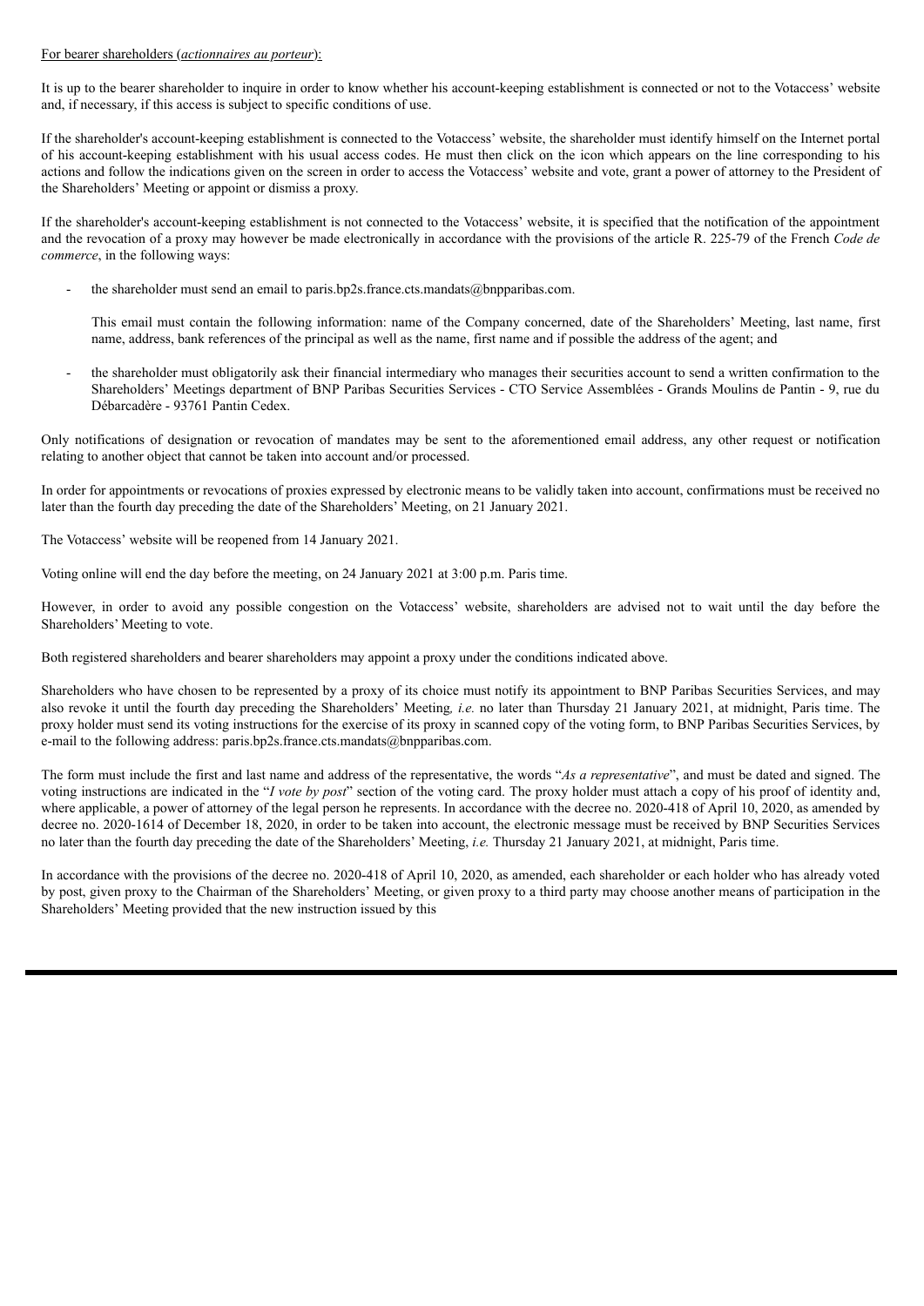For bearer shareholders (*actionnaires au porteur*):

It is up to the bearer shareholder to inquire in order to know whether his account-keeping establishment is connected or not to the Votaccess' website and, if necessary, if this access is subject to specific conditions of use.

If the shareholder's account-keeping establishment is connected to the Votaccess' website, the shareholder must identify himself on the Internet portal of his account-keeping establishment with his usual access codes. He must then click on the icon which appears on the line corresponding to his actions and follow the indications given on the screen in order to access the Votaccess' website and vote, grant a power of attorney to the President of the Shareholders' Meeting or appoint or dismiss a proxy.

If the shareholder's account-keeping establishment is not connected to the Votaccess' website, it is specified that the notification of the appointment and the revocation of a proxy may however be made electronically in accordance with the provisions of the article R. 225-79 of the French *Code de commerce*, in the following ways:

- the shareholder must send an email to paris.bp2s.france.cts.mandats@bnpparibas.com.

  This email must contain the following information: name of the Company concerned, date of the Shareholders' Meeting, last name, first name, address, bank references of the principal as well as the name, first name and if possible the address of the agent; and

- the shareholder must obligatorily ask their financial intermediary who manages their securities account to send a written confirmation to the Shareholders' Meetings department of BNP Paribas Securities Services - CTO Service Assemblées - Grands Moulins de Pantin - 9, rue du Débarcadère - 93761 Pantin Cedex.

Only notifications of designation or revocation of mandates may be sent to the aforementioned email address, any other request or notification relating to another object that cannot be taken into account and/or processed.

In order for appointments or revocations of proxies expressed by electronic means to be validly taken into account, confirmations must be received no later than the fourth day preceding the date of the Shareholders' Meeting, on 21 January 2021.

The Votaccess' website will be reopened from 14 January 2021.

Voting online will end the day before the meeting, on 24 January 2021 at 3:00 p.m. Paris time.

However, in order to avoid any possible congestion on the Votaccess' website, shareholders are advised not to wait until the day before the Shareholders' Meeting to vote.

Both registered shareholders and bearer shareholders may appoint a proxy under the conditions indicated above.

Shareholders who have chosen to be represented by a proxy of its choice must notify its appointment to BNP Paribas Securities Services, and may also revoke it until the fourth day preceding the Shareholders' Meeting*, i.e.* no later than Thursday 21 January 2021, at midnight, Paris time. The proxy holder must send its voting instructions for the exercise of its proxy in scanned copy of the voting form, to BNP Paribas Securities Services, by e-mail to the following address: paris.bp2s.france.cts.mandats@bnpparibas.com.

The form must include the first and last name and address of the representative, the words "*As a representative*", and must be dated and signed. The voting instructions are indicated in the "*I vote by post*" section of the voting card. The proxy holder must attach a copy of his proof of identity and, where applicable, a power of attorney of the legal person he represents. In accordance with the decree no. 2020-418 of April 10, 2020, as amended by decree no. 2020-1614 of December 18, 2020, in order to be taken into account, the electronic message must be received by BNP Securities Services no later than the fourth day preceding the date of the Shareholders' Meeting, *i.e.* Thursday 21 January 2021, at midnight, Paris time.

In accordance with the provisions of the decree no. 2020-418 of April 10, 2020, as amended, each shareholder or each holder who has already voted by post, given proxy to the Chairman of the Shareholders' Meeting, or given proxy to a third party may choose another means of participation in the Shareholders' Meeting provided that the new instruction issued by this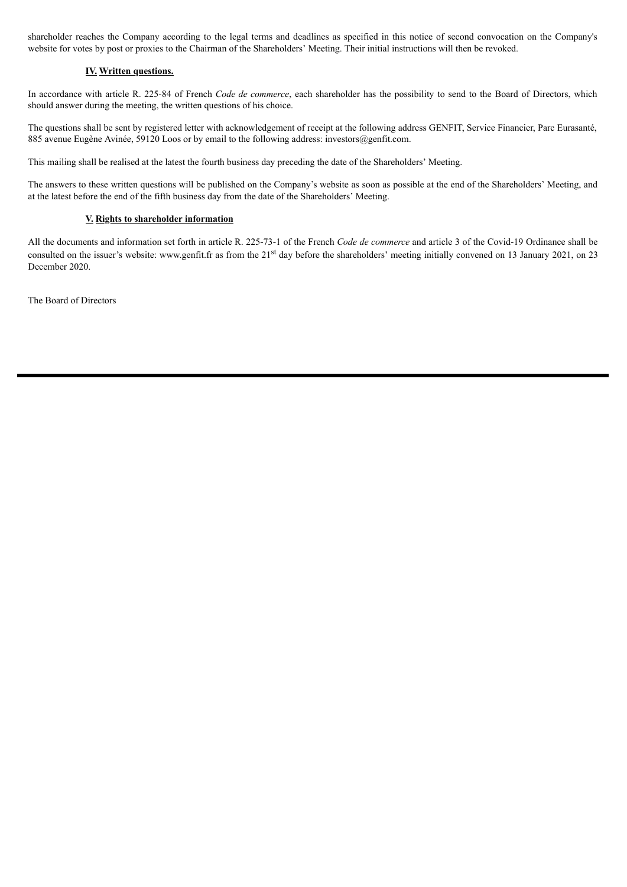shareholder reaches the Company according to the legal terms and deadlines as specified in this notice of second convocation on the Company's website for votes by post or proxies to the Chairman of the Shareholders' Meeting. Their initial instructions will then be revoked.

### IV. Written questions.

In accordance with article R. 225-84 of French *Code de commerce*, each shareholder has the possibility to send to the Board of Directors, which should answer during the meeting, the written questions of his choice.

The questions shall be sent by registered letter with acknowledgement of receipt at the following address GENFIT, Service Financier, Parc Eurasanté, 885 avenue Eugène Avinée, 59120 Loos or by email to the following address: investors@genfit.com.

This mailing shall be realised at the latest the fourth business day preceding the date of the Shareholders' Meeting.

The answers to these written questions will be published on the Company's website as soon as possible at the end of the Shareholders' Meeting, and at the latest before the end of the fifth business day from the date of the Shareholders' Meeting.

### V. Rights to shareholder information

All the documents and information set forth in article R. 225-73-1 of the French *Code de commerce* and article 3 of the Covid-19 Ordinance shall be consulted on the issuer's website: www.genfit.fr as from the 21st day before the shareholders' meeting initially convened on 13 January 2021, on 23 December 2020.

The Board of Directors